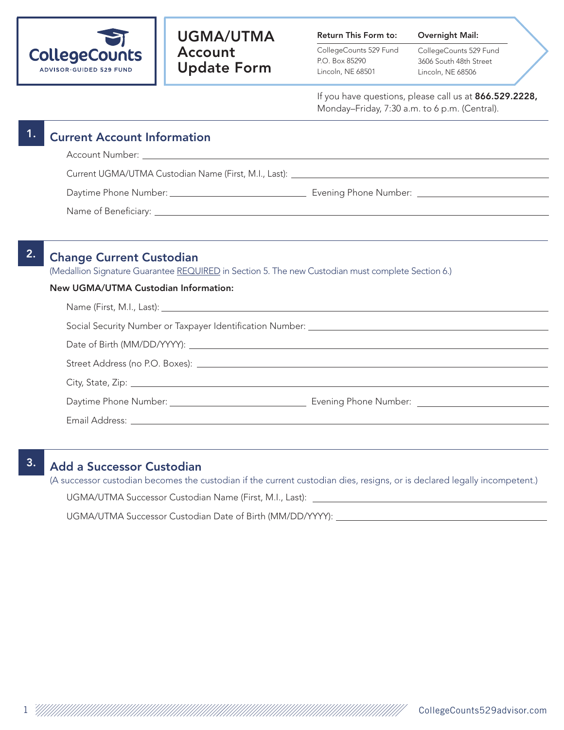CollegeCounts
ADVISOR-GUIDED 529 FUND

# UGMA/UTMA Account Update Form

**Return This Form to:**
CollegeCounts 529 Fund
P.O. Box 85290
Lincoln, NE 68501

**Overnight Mail:**
CollegeCounts 529 Fund
3606 South 48th Street
Lincoln, NE 68506

If you have questions, please call us at **866.529.2228,** Monday–Friday, 7:30 a.m. to 6 p.m. (Central).

## 1. Current Account Information

Account Number: ______________________________

Current UGMA/UTMA Custodian Name (First, M.I., Last): ______________________________

Daytime Phone Number: ______________________________ Evening Phone Number: ______________________________

Name of Beneficiary: ______________________________

## 2. Change Current Custodian

(Medallion Signature Guarantee REQUIRED in Section 5. The new Custodian must complete Section 6.)

**New UGMA/UTMA Custodian Information:**

Name (First, M.I., Last): ______________________________

Social Security Number or Taxpayer Identification Number: ______________________________

Date of Birth (MM/DD/YYYY): ______________________________

Street Address (no P.O. Boxes): ______________________________

City, State, Zip: ______________________________

Daytime Phone Number: ______________________________ Evening Phone Number: ______________________________

Email Address: ______________________________

## 3. Add a Successor Custodian

(A successor custodian becomes the custodian if the current custodian dies, resigns, or is declared legally incompetent.)

UGMA/UTMA Successor Custodian Name (First, M.I., Last): ______________________________

UGMA/UTMA Successor Custodian Date of Birth (MM/DD/YYYY): ______________________________

CollegeCounts529advisor.com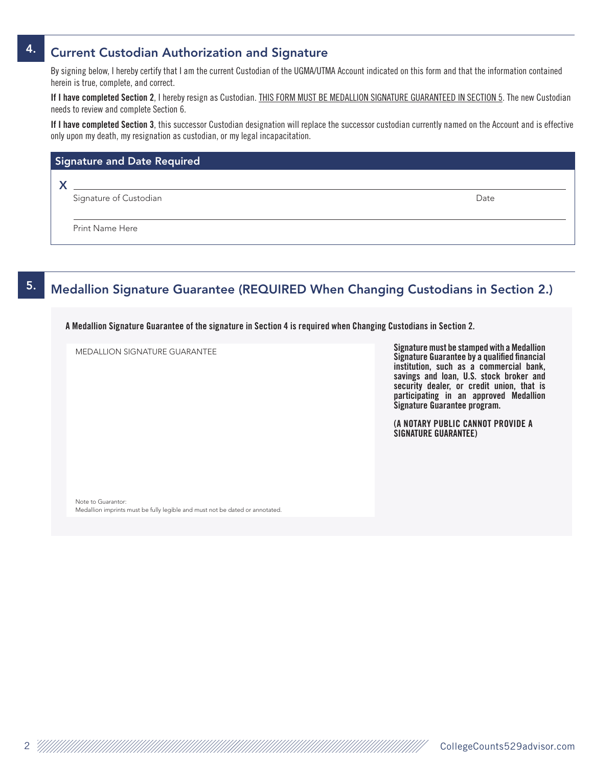## 4. Current Custodian Authorization and Signature

By signing below, I hereby certify that I am the current Custodian of the UGMA/UTMA Account indicated on this form and that the information contained herein is true, complete, and correct.

**If I have completed Section 2**, I hereby resign as Custodian. THIS FORM MUST BE MEDALLION SIGNATURE GUARANTEED IN SECTION 5. The new Custodian needs to review and complete Section 6.

**If I have completed Section 3**, this successor Custodian designation will replace the successor custodian currently named on the Account and is effective only upon my death, my resignation as custodian, or my legal incapacitation.

### Signature and Date Required

X ______________________________________________

Signature of Custodian                                                                 Date

______________________________________________

Print Name Here

## 5. Medallion Signature Guarantee (REQUIRED When Changing Custodians in Section 2.)

**A Medallion Signature Guarantee of the signature in Section 4 is required when Changing Custodians in Section 2.**

MEDALLION SIGNATURE GUARANTEE

Note to Guarantor:
Medallion imprints must be fully legible and must not be dated or annotated.

**Signature must be stamped with a Medallion Signature Guarantee by a qualified financial institution, such as a commercial bank, savings and loan, U.S. stock broker and security dealer, or credit union, that is participating in an approved Medallion Signature Guarantee program.**

**(A NOTARY PUBLIC CANNOT PROVIDE A SIGNATURE GUARANTEE)**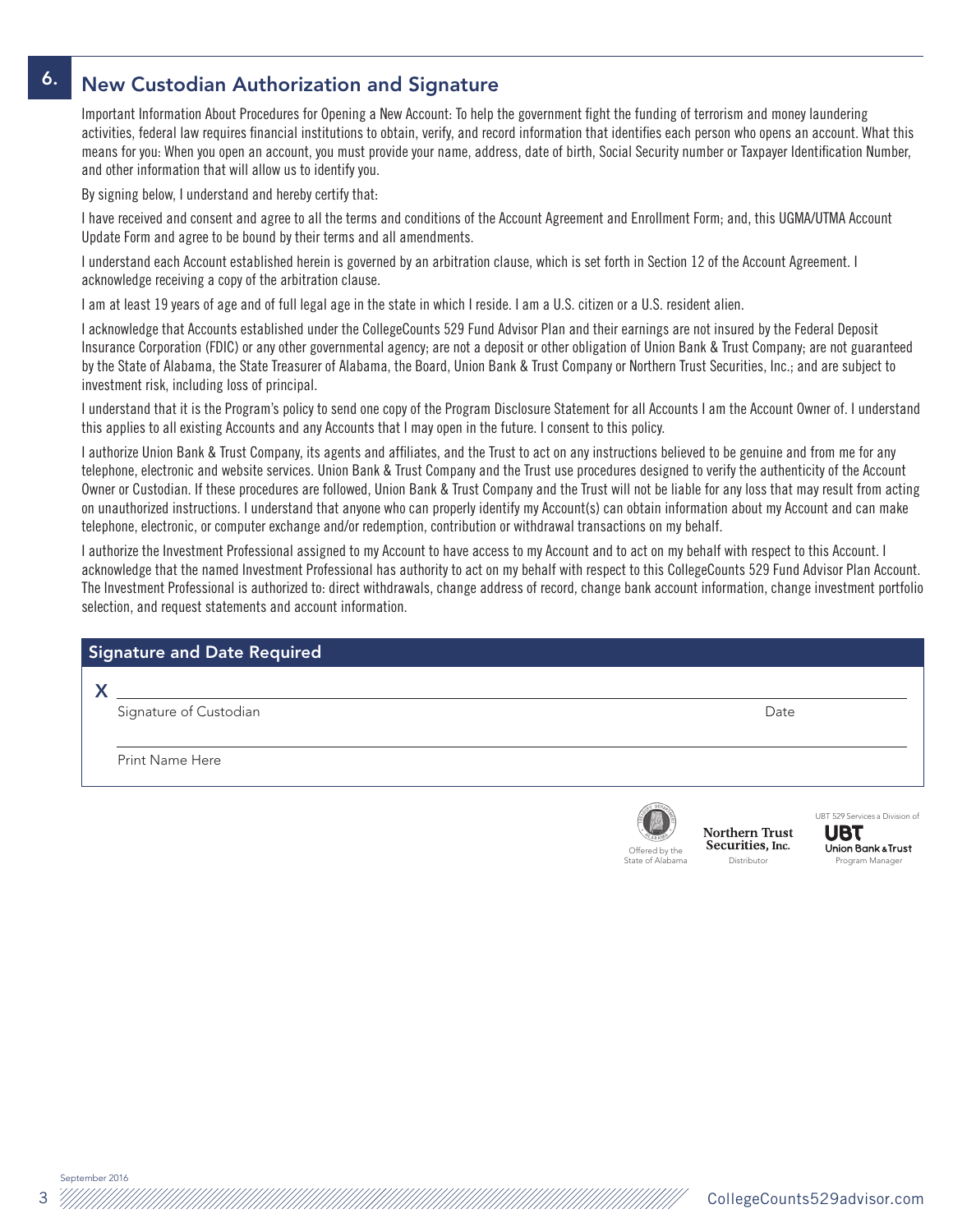## 6. New Custodian Authorization and Signature

Important Information About Procedures for Opening a New Account: To help the government fight the funding of terrorism and money laundering activities, federal law requires financial institutions to obtain, verify, and record information that identifies each person who opens an account. What this means for you: When you open an account, you must provide your name, address, date of birth, Social Security number or Taxpayer Identification Number, and other information that will allow us to identify you.

By signing below, I understand and hereby certify that:

I have received and consent and agree to all the terms and conditions of the Account Agreement and Enrollment Form; and, this UGMA/UTMA Account Update Form and agree to be bound by their terms and all amendments.

I understand each Account established herein is governed by an arbitration clause, which is set forth in Section 12 of the Account Agreement. I acknowledge receiving a copy of the arbitration clause.

I am at least 19 years of age and of full legal age in the state in which I reside. I am a U.S. citizen or a U.S. resident alien.

I acknowledge that Accounts established under the CollegeCounts 529 Fund Advisor Plan and their earnings are not insured by the Federal Deposit Insurance Corporation (FDIC) or any other governmental agency; are not a deposit or other obligation of Union Bank & Trust Company; are not guaranteed by the State of Alabama, the State Treasurer of Alabama, the Board, Union Bank & Trust Company or Northern Trust Securities, Inc.; and are subject to investment risk, including loss of principal.

I understand that it is the Program's policy to send one copy of the Program Disclosure Statement for all Accounts I am the Account Owner of. I understand this applies to all existing Accounts and any Accounts that I may open in the future. I consent to this policy.

I authorize Union Bank & Trust Company, its agents and affiliates, and the Trust to act on any instructions believed to be genuine and from me for any telephone, electronic and website services. Union Bank & Trust Company and the Trust use procedures designed to verify the authenticity of the Account Owner or Custodian. If these procedures are followed, Union Bank & Trust Company and the Trust will not be liable for any loss that may result from acting on unauthorized instructions. I understand that anyone who can properly identify my Account(s) can obtain information about my Account and can make telephone, electronic, or computer exchange and/or redemption, contribution or withdrawal transactions on my behalf.

I authorize the Investment Professional assigned to my Account to have access to my Account and to act on my behalf with respect to this Account. I acknowledge that the named Investment Professional has authority to act on my behalf with respect to this CollegeCounts 529 Fund Advisor Plan Account. The Investment Professional is authorized to: direct withdrawals, change address of record, change bank account information, change investment portfolio selection, and request statements and account information.

### Signature and Date Required

X ____________________________________________

Signature of Custodian                                        Date

____________________________________________

Print Name Here

Offered by the State of Alabama

Northern Trust Securities, Inc.
Distributor

UBT 529 Services a Division of
UBT Union Bank & Trust
Program Manager

September 2016

CollegeCounts529advisor.com